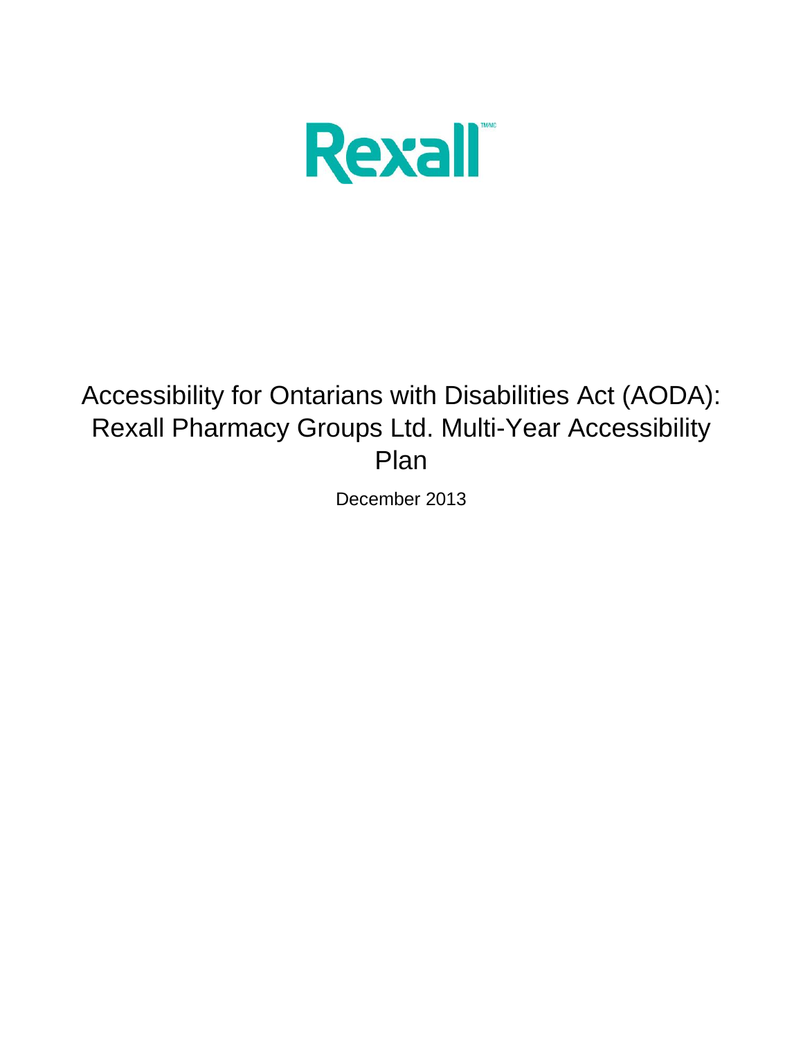Rexall

# Accessibility for Ontarians with Disabilities Act (AODA): Rexall Pharmacy Groups Ltd. Multi-Year Accessibility Plan

December 2013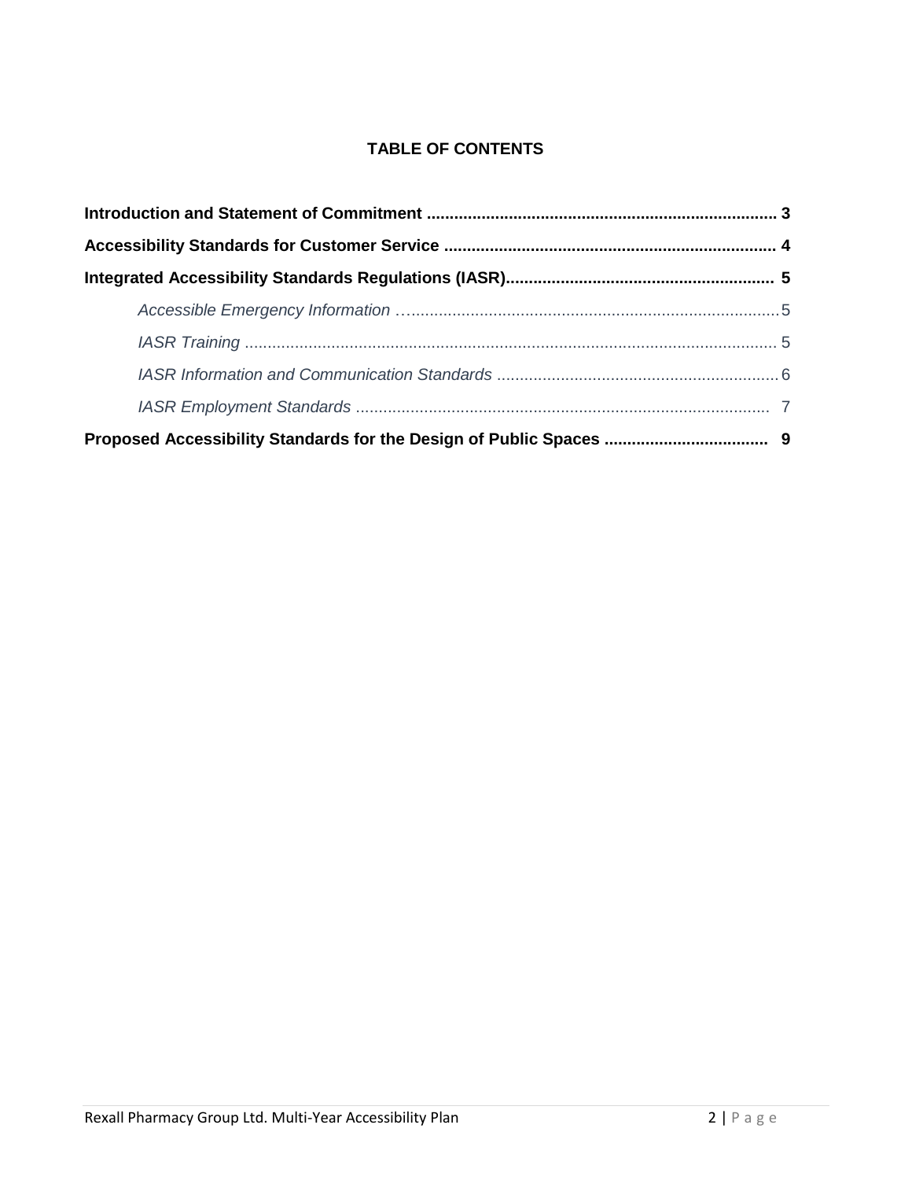**TABLE OF CONTENTS**

**Introduction and Statement of Commitment ........................................................................... 3**

**Accessibility Standards for Customer Service ........................................................................ 4**

**Integrated Accessibility Standards Regulations (IASR)......................................................... 5**

*Accessible Emergency Information* ….................................................................................5

*IASR Training* .................................................................................................................... 5

*IASR Information and Communication Standards* ............................................................. 6

*IASR Employment Standards* .......................................................................................... 7

**Proposed Accessibility Standards for the Design of Public Spaces ................................... 9**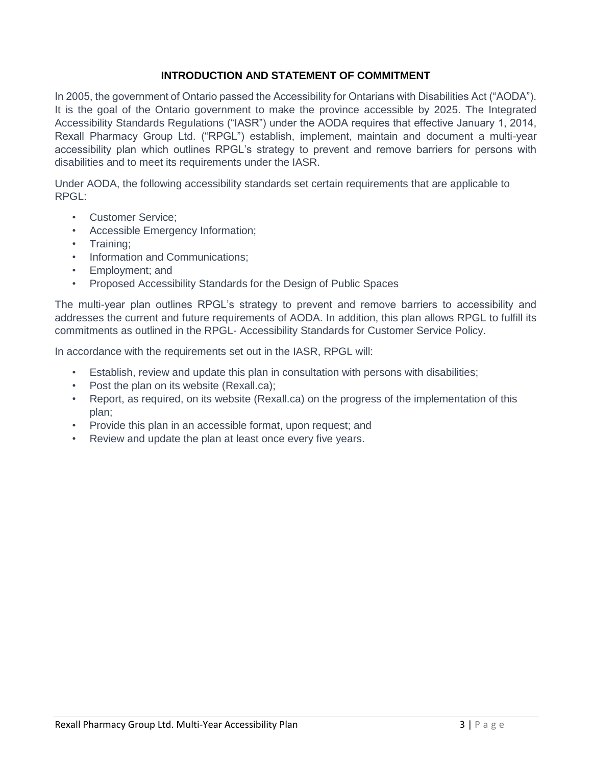## INTRODUCTION AND STATEMENT OF COMMITMENT

In 2005, the government of Ontario passed the Accessibility for Ontarians with Disabilities Act ("AODA"). It is the goal of the Ontario government to make the province accessible by 2025. The Integrated Accessibility Standards Regulations ("IASR") under the AODA requires that effective January 1, 2014, Rexall Pharmacy Group Ltd. ("RPGL") establish, implement, maintain and document a multi-year accessibility plan which outlines RPGL's strategy to prevent and remove barriers for persons with disabilities and to meet its requirements under the IASR.

Under AODA, the following accessibility standards set certain requirements that are applicable to RPGL:

- Customer Service;
- Accessible Emergency Information;
- Training;
- Information and Communications;
- Employment; and
- Proposed Accessibility Standards for the Design of Public Spaces

The multi-year plan outlines RPGL's strategy to prevent and remove barriers to accessibility and addresses the current and future requirements of AODA. In addition, this plan allows RPGL to fulfill its commitments as outlined in the RPGL- Accessibility Standards for Customer Service Policy.

In accordance with the requirements set out in the IASR, RPGL will:

- Establish, review and update this plan in consultation with persons with disabilities;
- Post the plan on its website (Rexall.ca);
- Report, as required, on its website (Rexall.ca) on the progress of the implementation of this plan;
- Provide this plan in an accessible format, upon request; and
- Review and update the plan at least once every five years.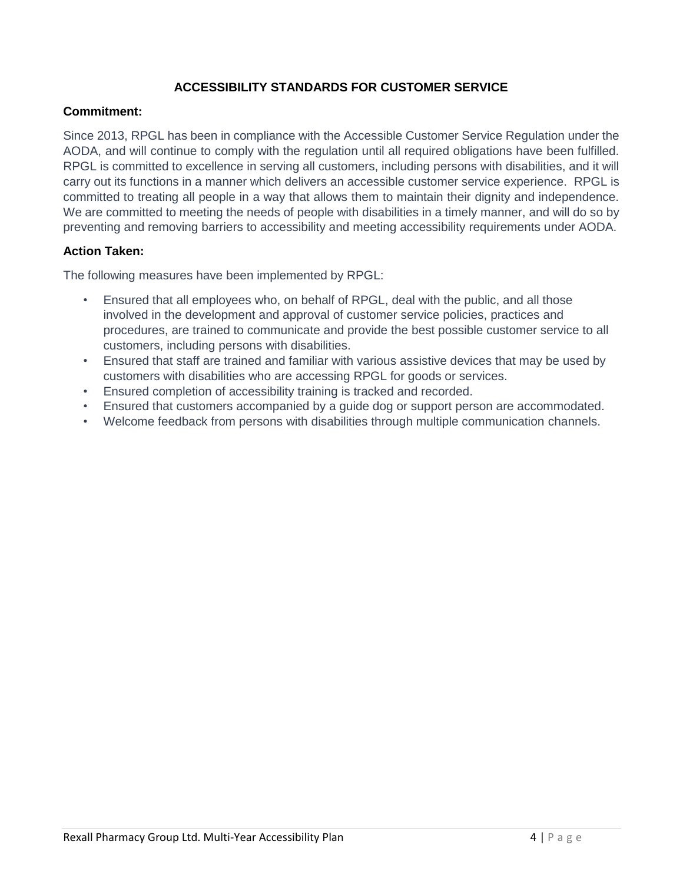## ACCESSIBILITY STANDARDS FOR CUSTOMER SERVICE

### Commitment:

Since 2013, RPGL has been in compliance with the Accessible Customer Service Regulation under the AODA, and will continue to comply with the regulation until all required obligations have been fulfilled. RPGL is committed to excellence in serving all customers, including persons with disabilities, and it will carry out its functions in a manner which delivers an accessible customer service experience. RPGL is committed to treating all people in a way that allows them to maintain their dignity and independence. We are committed to meeting the needs of people with disabilities in a timely manner, and will do so by preventing and removing barriers to accessibility and meeting accessibility requirements under AODA.

### Action Taken:

The following measures have been implemented by RPGL:

- Ensured that all employees who, on behalf of RPGL, deal with the public, and all those involved in the development and approval of customer service policies, practices and procedures, are trained to communicate and provide the best possible customer service to all customers, including persons with disabilities.
- Ensured that staff are trained and familiar with various assistive devices that may be used by customers with disabilities who are accessing RPGL for goods or services.
- Ensured completion of accessibility training is tracked and recorded.
- Ensured that customers accompanied by a guide dog or support person are accommodated.
- Welcome feedback from persons with disabilities through multiple communication channels.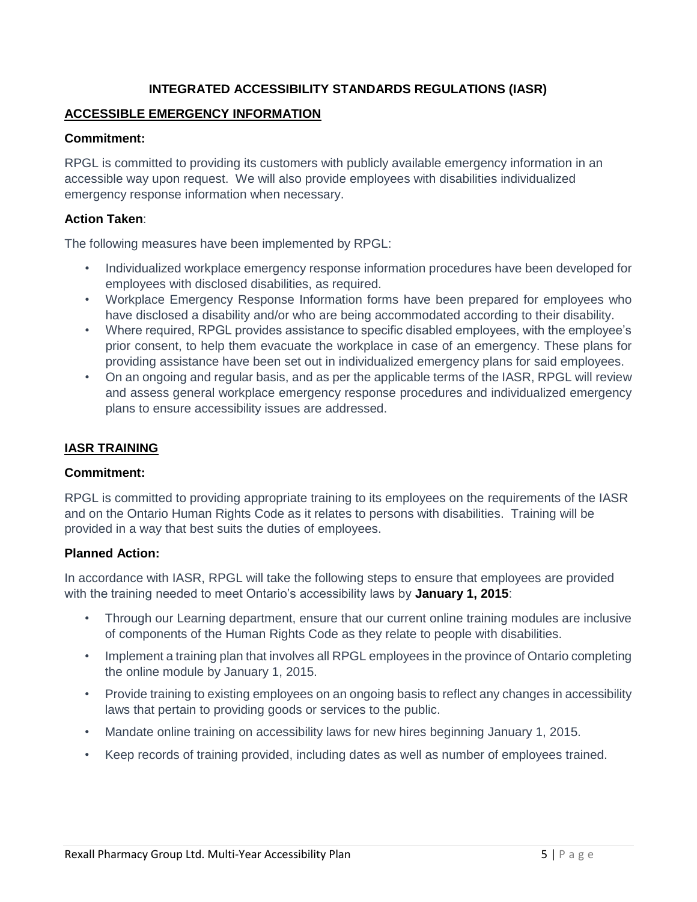## INTEGRATED ACCESSIBILITY STANDARDS REGULATIONS (IASR)

### ACCESSIBLE EMERGENCY INFORMATION

**Commitment:**

RPGL is committed to providing its customers with publicly available emergency information in an accessible way upon request. We will also provide employees with disabilities individualized emergency response information when necessary.

**Action Taken**:

The following measures have been implemented by RPGL:

- Individualized workplace emergency response information procedures have been developed for employees with disclosed disabilities, as required.
- Workplace Emergency Response Information forms have been prepared for employees who have disclosed a disability and/or who are being accommodated according to their disability.
- Where required, RPGL provides assistance to specific disabled employees, with the employee's prior consent, to help them evacuate the workplace in case of an emergency. These plans for providing assistance have been set out in individualized emergency plans for said employees.
- On an ongoing and regular basis, and as per the applicable terms of the IASR, RPGL will review and assess general workplace emergency response procedures and individualized emergency plans to ensure accessibility issues are addressed.

### IASR TRAINING

**Commitment:**

RPGL is committed to providing appropriate training to its employees on the requirements of the IASR and on the Ontario Human Rights Code as it relates to persons with disabilities. Training will be provided in a way that best suits the duties of employees.

**Planned Action:**

In accordance with IASR, RPGL will take the following steps to ensure that employees are provided with the training needed to meet Ontario's accessibility laws by **January 1, 2015**:

- Through our Learning department, ensure that our current online training modules are inclusive of components of the Human Rights Code as they relate to people with disabilities.
- Implement a training plan that involves all RPGL employees in the province of Ontario completing the online module by January 1, 2015.
- Provide training to existing employees on an ongoing basis to reflect any changes in accessibility laws that pertain to providing goods or services to the public.
- Mandate online training on accessibility laws for new hires beginning January 1, 2015.
- Keep records of training provided, including dates as well as number of employees trained.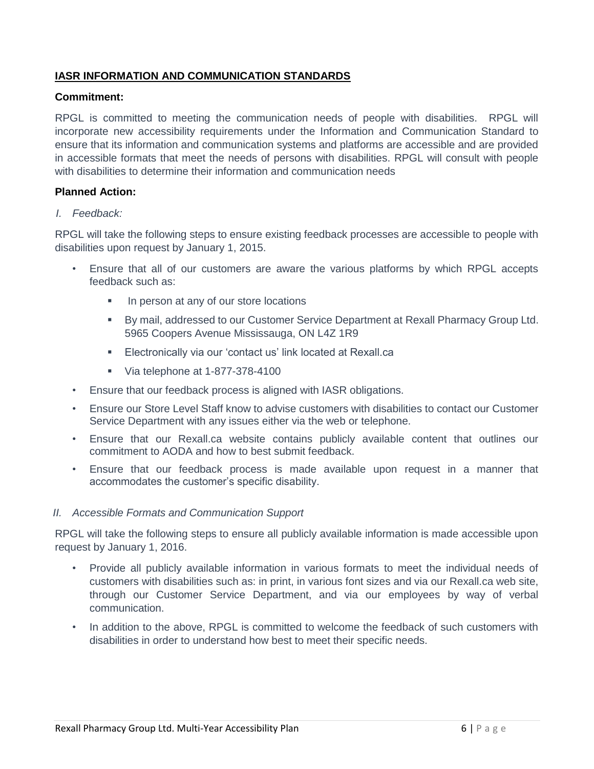## IASR INFORMATION AND COMMUNICATION STANDARDS

**Commitment:**

RPGL is committed to meeting the communication needs of people with disabilities. RPGL will incorporate new accessibility requirements under the Information and Communication Standard to ensure that its information and communication systems and platforms are accessible and are provided in accessible formats that meet the needs of persons with disabilities. RPGL will consult with people with disabilities to determine their information and communication needs

**Planned Action:**

*I. Feedback:*

RPGL will take the following steps to ensure existing feedback processes are accessible to people with disabilities upon request by January 1, 2015.

- Ensure that all of our customers are aware the various platforms by which RPGL accepts feedback such as:
  - In person at any of our store locations
  - By mail, addressed to our Customer Service Department at Rexall Pharmacy Group Ltd. 5965 Coopers Avenue Mississauga, ON L4Z 1R9
  - Electronically via our 'contact us' link located at Rexall.ca
  - Via telephone at 1-877-378-4100
- Ensure that our feedback process is aligned with IASR obligations.
- Ensure our Store Level Staff know to advise customers with disabilities to contact our Customer Service Department with any issues either via the web or telephone.
- Ensure that our Rexall.ca website contains publicly available content that outlines our commitment to AODA and how to best submit feedback.
- Ensure that our feedback process is made available upon request in a manner that accommodates the customer's specific disability.

*II. Accessible Formats and Communication Support*

RPGL will take the following steps to ensure all publicly available information is made accessible upon request by January 1, 2016.

- Provide all publicly available information in various formats to meet the individual needs of customers with disabilities such as: in print, in various font sizes and via our Rexall.ca web site, through our Customer Service Department, and via our employees by way of verbal communication.
- In addition to the above, RPGL is committed to welcome the feedback of such customers with disabilities in order to understand how best to meet their specific needs.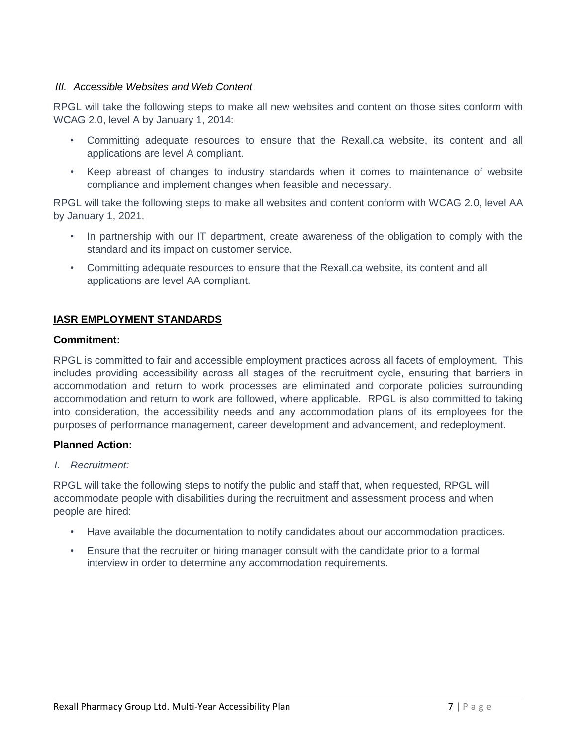*III. Accessible Websites and Web Content*

RPGL will take the following steps to make all new websites and content on those sites conform with WCAG 2.0, level A by January 1, 2014:

- Committing adequate resources to ensure that the Rexall.ca website, its content and all applications are level A compliant.
- Keep abreast of changes to industry standards when it comes to maintenance of website compliance and implement changes when feasible and necessary.

RPGL will take the following steps to make all websites and content conform with WCAG 2.0, level AA by January 1, 2021.

- In partnership with our IT department, create awareness of the obligation to comply with the standard and its impact on customer service.
- Committing adequate resources to ensure that the Rexall.ca website, its content and all applications are level AA compliant.

## IASR EMPLOYMENT STANDARDS

**Commitment:**

RPGL is committed to fair and accessible employment practices across all facets of employment. This includes providing accessibility across all stages of the recruitment cycle, ensuring that barriers in accommodation and return to work processes are eliminated and corporate policies surrounding accommodation and return to work are followed, where applicable. RPGL is also committed to taking into consideration, the accessibility needs and any accommodation plans of its employees for the purposes of performance management, career development and advancement, and redeployment.

**Planned Action:**

*I. Recruitment:*

RPGL will take the following steps to notify the public and staff that, when requested, RPGL will accommodate people with disabilities during the recruitment and assessment process and when people are hired:

- Have available the documentation to notify candidates about our accommodation practices.
- Ensure that the recruiter or hiring manager consult with the candidate prior to a formal interview in order to determine any accommodation requirements.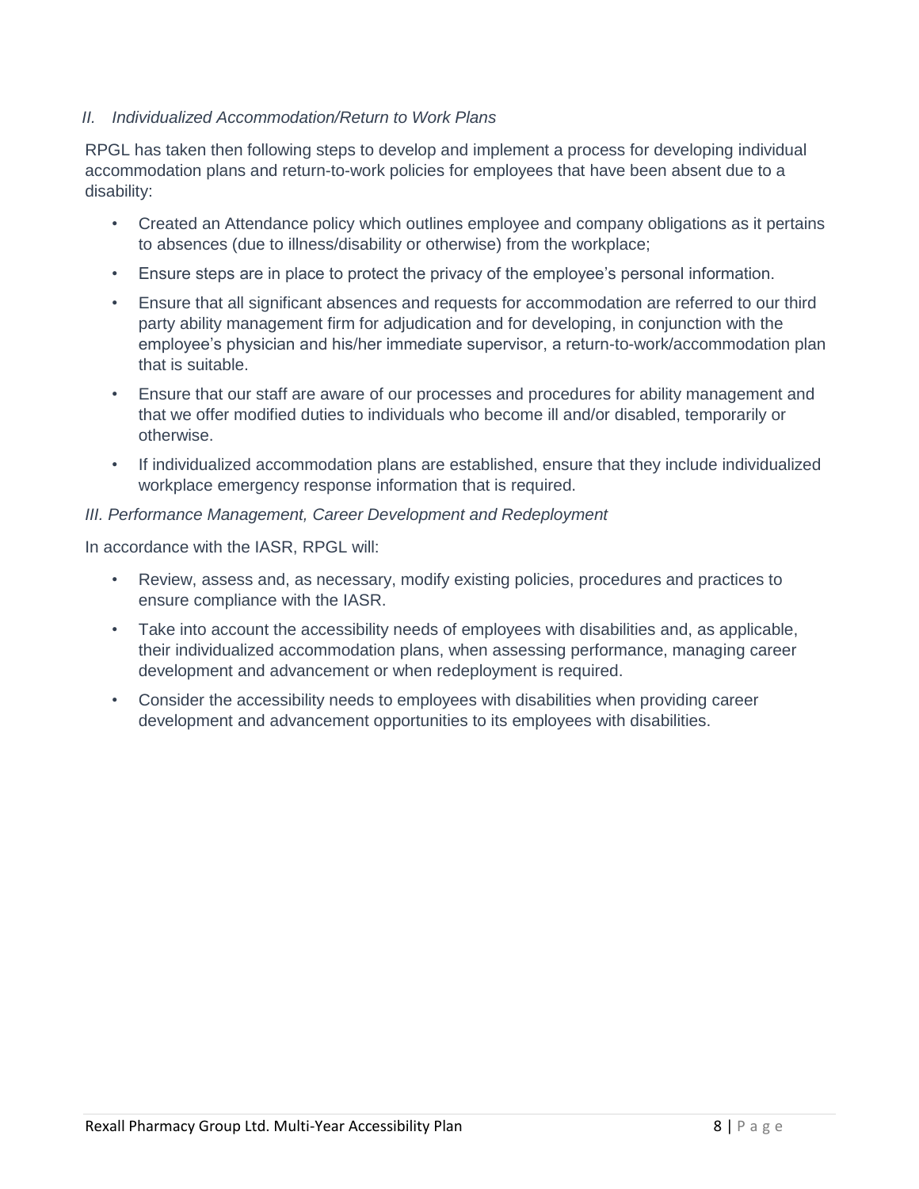### *II. Individualized Accommodation/Return to Work Plans*

RPGL has taken then following steps to develop and implement a process for developing individual accommodation plans and return-to-work policies for employees that have been absent due to a disability:

- Created an Attendance policy which outlines employee and company obligations as it pertains to absences (due to illness/disability or otherwise) from the workplace;
- Ensure steps are in place to protect the privacy of the employee's personal information.
- Ensure that all significant absences and requests for accommodation are referred to our third party ability management firm for adjudication and for developing, in conjunction with the employee's physician and his/her immediate supervisor, a return-to-work/accommodation plan that is suitable.
- Ensure that our staff are aware of our processes and procedures for ability management and that we offer modified duties to individuals who become ill and/or disabled, temporarily or otherwise.
- If individualized accommodation plans are established, ensure that they include individualized workplace emergency response information that is required.

### *III. Performance Management, Career Development and Redeployment*

In accordance with the IASR, RPGL will:

- Review, assess and, as necessary, modify existing policies, procedures and practices to ensure compliance with the IASR.
- Take into account the accessibility needs of employees with disabilities and, as applicable, their individualized accommodation plans, when assessing performance, managing career development and advancement or when redeployment is required.
- Consider the accessibility needs to employees with disabilities when providing career development and advancement opportunities to its employees with disabilities.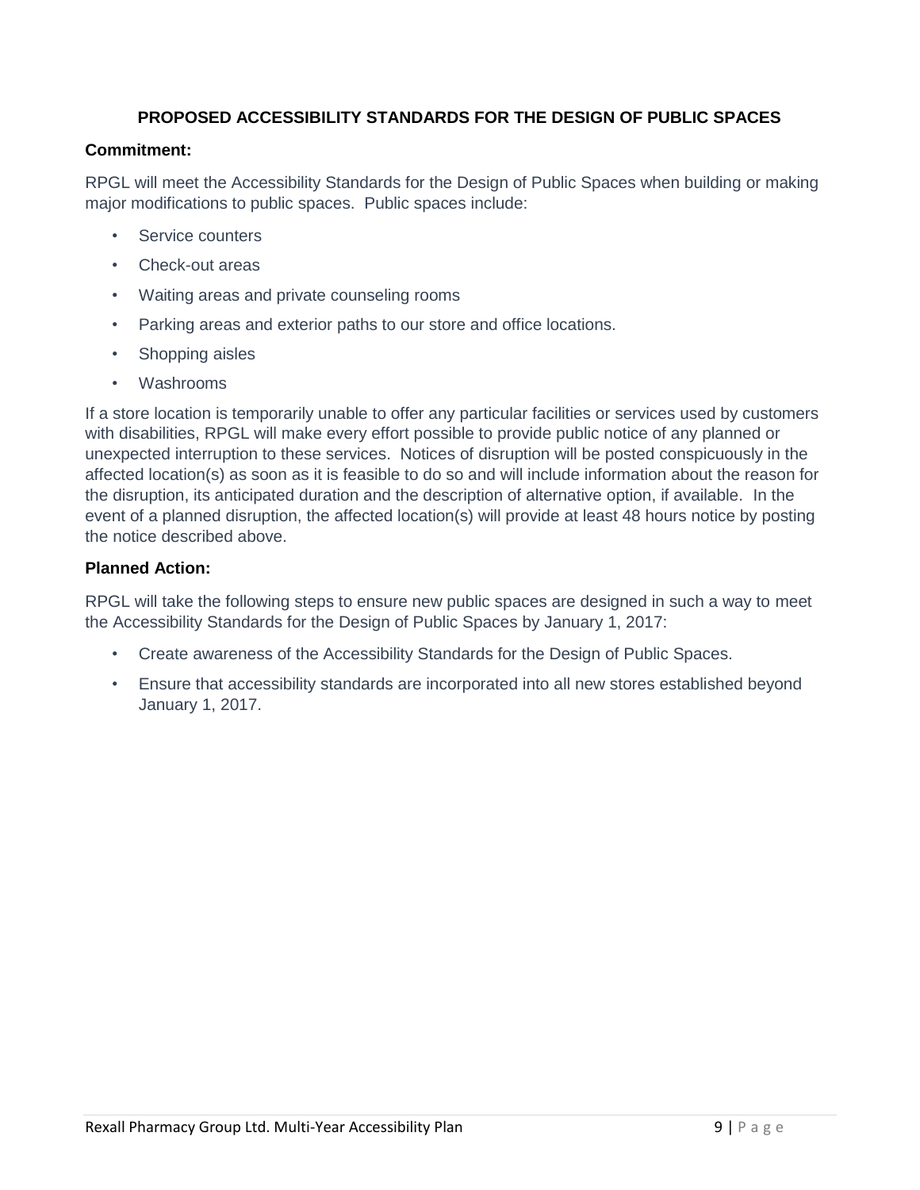## PROPOSED ACCESSIBILITY STANDARDS FOR THE DESIGN OF PUBLIC SPACES

**Commitment:**

RPGL will meet the Accessibility Standards for the Design of Public Spaces when building or making major modifications to public spaces. Public spaces include:

- Service counters
- Check-out areas
- Waiting areas and private counseling rooms
- Parking areas and exterior paths to our store and office locations.
- Shopping aisles
- Washrooms

If a store location is temporarily unable to offer any particular facilities or services used by customers with disabilities, RPGL will make every effort possible to provide public notice of any planned or unexpected interruption to these services. Notices of disruption will be posted conspicuously in the affected location(s) as soon as it is feasible to do so and will include information about the reason for the disruption, its anticipated duration and the description of alternative option, if available. In the event of a planned disruption, the affected location(s) will provide at least 48 hours notice by posting the notice described above.

**Planned Action:**

RPGL will take the following steps to ensure new public spaces are designed in such a way to meet the Accessibility Standards for the Design of Public Spaces by January 1, 2017:

- Create awareness of the Accessibility Standards for the Design of Public Spaces.
- Ensure that accessibility standards are incorporated into all new stores established beyond January 1, 2017.